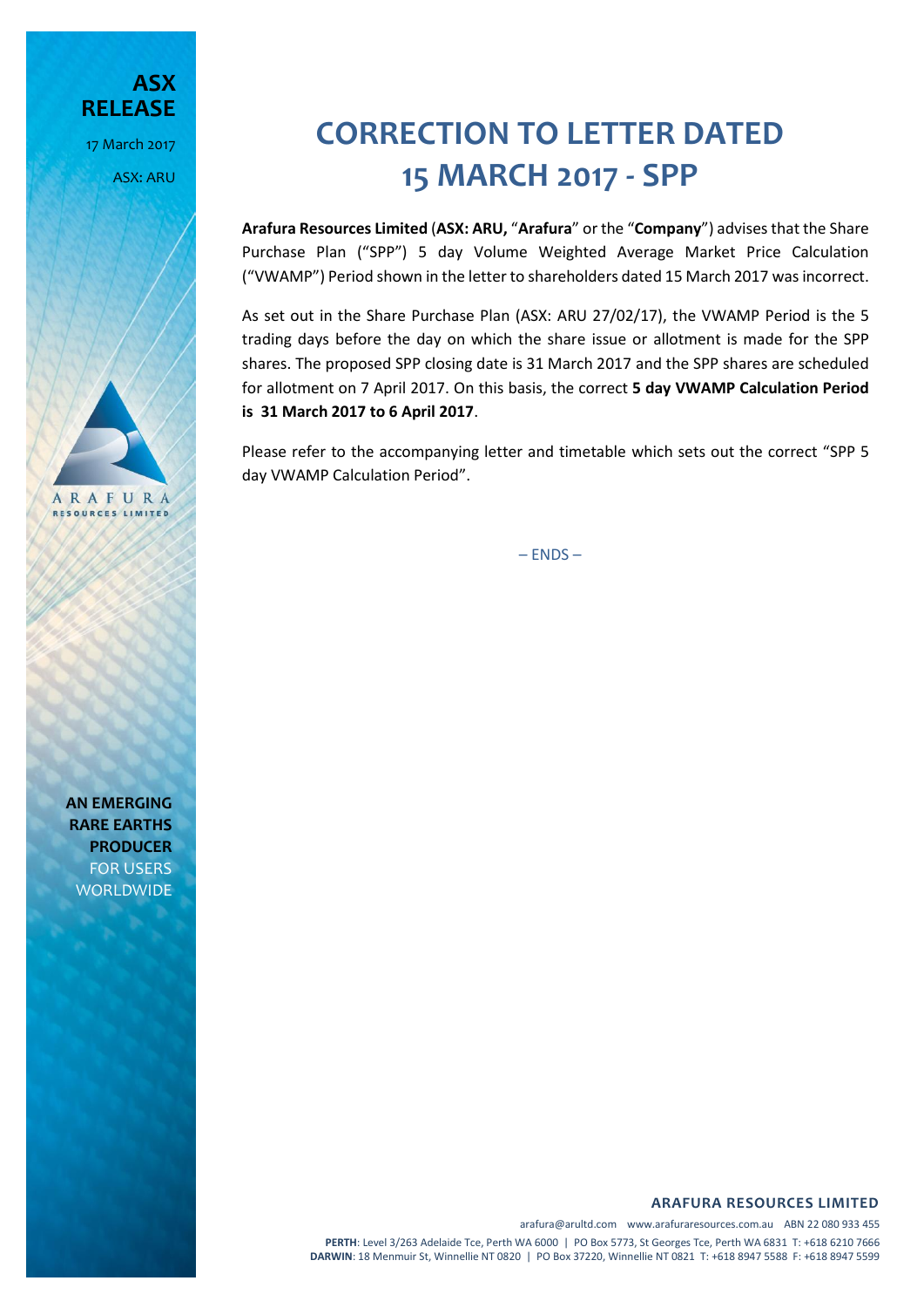**ASX RELEASE**

17 March 2017

ASX: ARU

# CORRECTION TO LETTER DATED 15 MARCH 2017 - SPP

**Arafura Resources Limited** (**ASX: ARU,** "**Arafura**" or the "**Company**") advises that the Share Purchase Plan ("SPP") 5 day Volume Weighted Average Market Price Calculation ("VWAMP") Period shown in the letter to shareholders dated 15 March 2017 was incorrect.

As set out in the Share Purchase Plan (ASX: ARU 27/02/17), the VWAMP Period is the 5 trading days before the day on which the share issue or allotment is made for the SPP shares. The proposed SPP closing date is 31 March 2017 and the SPP shares are scheduled for allotment on 7 April 2017. On this basis, the correct **5 day VWAMP Calculation Period is 31 March 2017 to 6 April 2017**.

Please refer to the accompanying letter and timetable which sets out the correct "SPP 5 day VWAMP Calculation Period".

– ENDS –

**AN EMERGING RARE EARTHS PRODUCER** FOR USERS WORLDWIDE

**ARAFURA RESOURCES LIMITED**

arafura@arultd.com www.arafuraresources.com.au ABN 22 080 933 455

**PERTH**: Level 3/263 Adelaide Tce, Perth WA 6000 | PO Box 5773, St Georges Tce, Perth WA 6831 T: +618 6210 7666

**DARWIN**: 18 Menmuir St, Winnellie NT 0820 | PO Box 37220, Winnellie NT 0821 T: +618 8947 5588 F: +618 8947 5599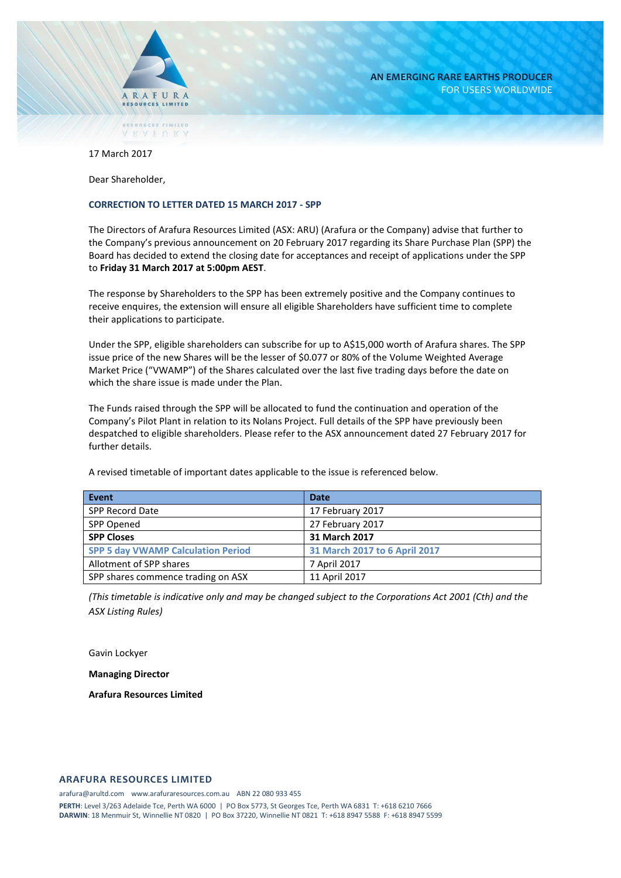17 March 2017

Dear Shareholder,

**CORRECTION TO LETTER DATED 15 MARCH 2017 - SPP**

The Directors of Arafura Resources Limited (ASX: ARU) (Arafura or the Company) advise that further to the Company's previous announcement on 20 February 2017 regarding its Share Purchase Plan (SPP) the Board has decided to extend the closing date for acceptances and receipt of applications under the SPP to **Friday 31 March 2017 at 5:00pm AEST**.

The response by Shareholders to the SPP has been extremely positive and the Company continues to receive enquires, the extension will ensure all eligible Shareholders have sufficient time to complete their applications to participate.

Under the SPP, eligible shareholders can subscribe for up to A$15,000 worth of Arafura shares. The SPP issue price of the new Shares will be the lesser of $0.077 or 80% of the Volume Weighted Average Market Price ("VWAMP") of the Shares calculated over the last five trading days before the date on which the share issue is made under the Plan.

The Funds raised through the SPP will be allocated to fund the continuation and operation of the Company's Pilot Plant in relation to its Nolans Project. Full details of the SPP have previously been despatched to eligible shareholders. Please refer to the ASX announcement dated 27 February 2017 for further details.

A revised timetable of important dates applicable to the issue is referenced below.

| Event | Date |
|---|---|
| SPP Record Date | 17 February 2017 |
| SPP Opened | 27 February 2017 |
| **SPP Closes** | **31 March 2017** |
| **SPP 5 day VWAMP Calculation Period** | **31 March 2017 to 6 April 2017** |
| Allotment of SPP shares | 7 April 2017 |
| SPP shares commence trading on ASX | 11 April 2017 |

*(This timetable is indicative only and may be changed subject to the Corporations Act 2001 (Cth) and the ASX Listing Rules)*

Gavin Lockyer

**Managing Director**

**Arafura Resources Limited**